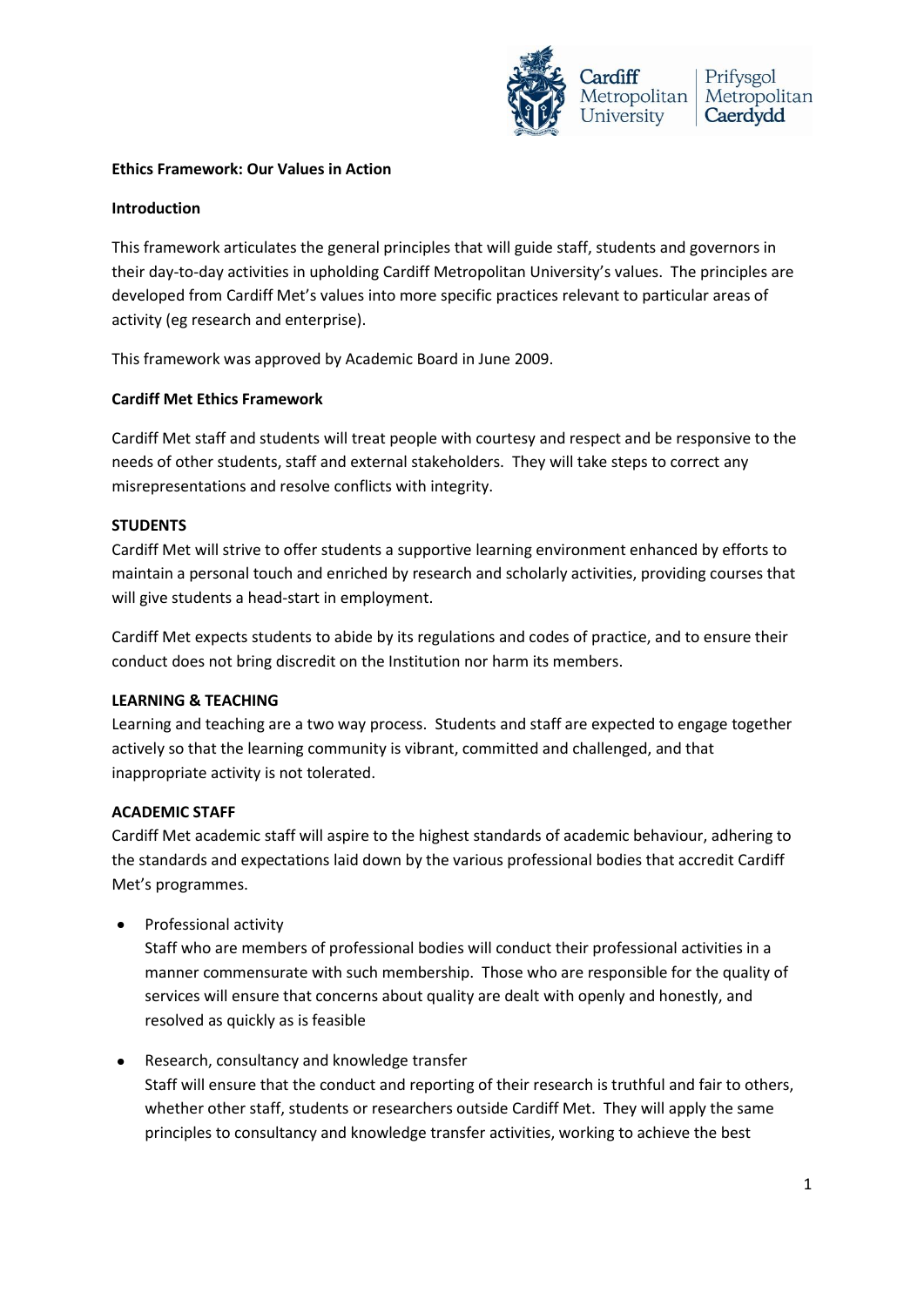**Ethics Framework: Our Values in Action**

**Introduction**

This framework articulates the general principles that will guide staff, students and governors in their day-to-day activities in upholding Cardiff Metropolitan University's values. The principles are developed from Cardiff Met's values into more specific practices relevant to particular areas of activity (eg research and enterprise).

This framework was approved by Academic Board in June 2009.

**Cardiff Met Ethics Framework**

Cardiff Met staff and students will treat people with courtesy and respect and be responsive to the needs of other students, staff and external stakeholders. They will take steps to correct any misrepresentations and resolve conflicts with integrity.

**STUDENTS**

Cardiff Met will strive to offer students a supportive learning environment enhanced by efforts to maintain a personal touch and enriched by research and scholarly activities, providing courses that will give students a head-start in employment.

Cardiff Met expects students to abide by its regulations and codes of practice, and to ensure their conduct does not bring discredit on the Institution nor harm its members.

**LEARNING & TEACHING**

Learning and teaching are a two way process. Students and staff are expected to engage together actively so that the learning community is vibrant, committed and challenged, and that inappropriate activity is not tolerated.

**ACADEMIC STAFF**

Cardiff Met academic staff will aspire to the highest standards of academic behaviour, adhering to the standards and expectations laid down by the various professional bodies that accredit Cardiff Met's programmes.

- Professional activity
  Staff who are members of professional bodies will conduct their professional activities in a manner commensurate with such membership. Those who are responsible for the quality of services will ensure that concerns about quality are dealt with openly and honestly, and resolved as quickly as is feasible

- Research, consultancy and knowledge transfer
  Staff will ensure that the conduct and reporting of their research is truthful and fair to others, whether other staff, students or researchers outside Cardiff Met. They will apply the same principles to consultancy and knowledge transfer activities, working to achieve the best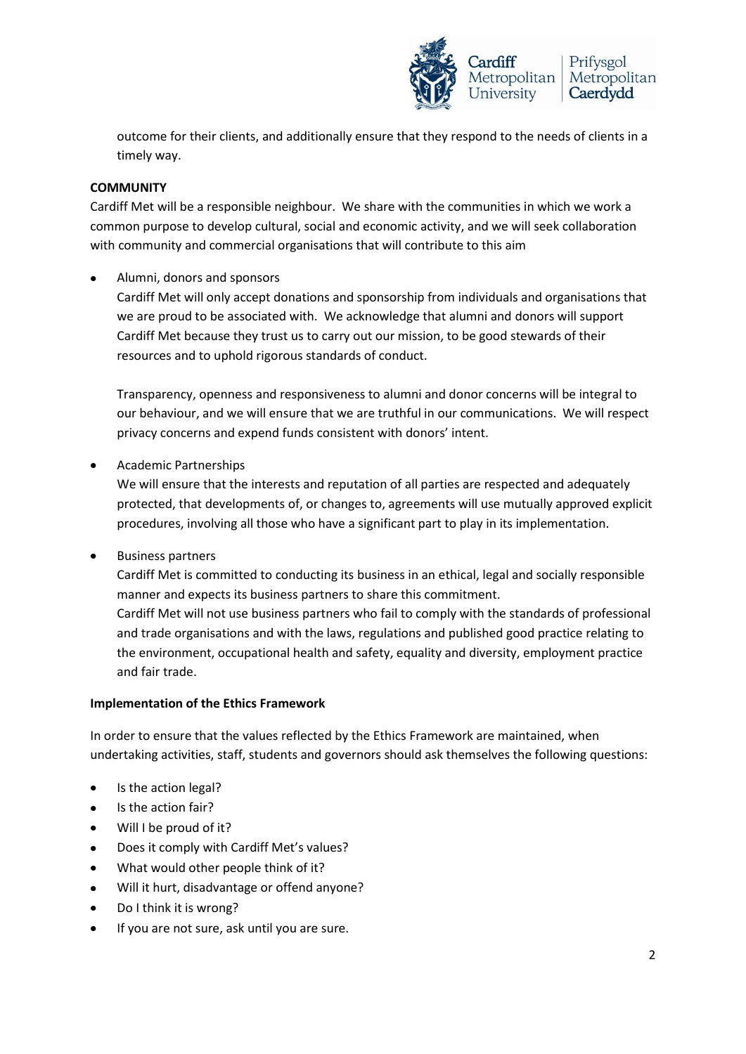outcome for their clients, and additionally ensure that they respond to the needs of clients in a timely way.

**COMMUNITY**

Cardiff Met will be a responsible neighbour. We share with the communities in which we work a common purpose to develop cultural, social and economic activity, and we will seek collaboration with community and commercial organisations that will contribute to this aim

- Alumni, donors and sponsors

  Cardiff Met will only accept donations and sponsorship from individuals and organisations that we are proud to be associated with. We acknowledge that alumni and donors will support Cardiff Met because they trust us to carry out our mission, to be good stewards of their resources and to uphold rigorous standards of conduct.

  Transparency, openness and responsiveness to alumni and donor concerns will be integral to our behaviour, and we will ensure that we are truthful in our communications. We will respect privacy concerns and expend funds consistent with donors' intent.

- Academic Partnerships

  We will ensure that the interests and reputation of all parties are respected and adequately protected, that developments of, or changes to, agreements will use mutually approved explicit procedures, involving all those who have a significant part to play in its implementation.

- Business partners

  Cardiff Met is committed to conducting its business in an ethical, legal and socially responsible manner and expects its business partners to share this commitment.
  Cardiff Met will not use business partners who fail to comply with the standards of professional and trade organisations and with the laws, regulations and published good practice relating to the environment, occupational health and safety, equality and diversity, employment practice and fair trade.

**Implementation of the Ethics Framework**

In order to ensure that the values reflected by the Ethics Framework are maintained, when undertaking activities, staff, students and governors should ask themselves the following questions:

- Is the action legal?
- Is the action fair?
- Will I be proud of it?
- Does it comply with Cardiff Met's values?
- What would other people think of it?
- Will it hurt, disadvantage or offend anyone?
- Do I think it is wrong?
- If you are not sure, ask until you are sure.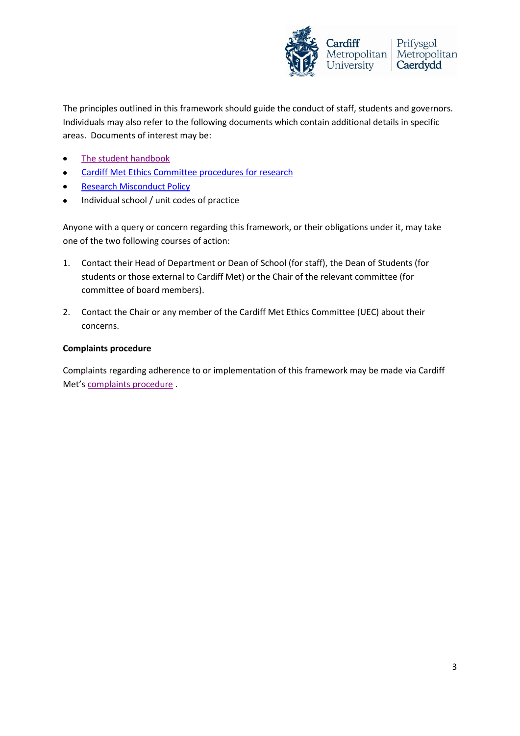The principles outlined in this framework should guide the conduct of staff, students and governors. Individuals may also refer to the following documents which contain additional details in specific areas. Documents of interest may be:

- The student handbook
- Cardiff Met Ethics Committee procedures for research
- Research Misconduct Policy
- Individual school / unit codes of practice

Anyone with a query or concern regarding this framework, or their obligations under it, may take one of the two following courses of action:

1. Contact their Head of Department or Dean of School (for staff), the Dean of Students (for students or those external to Cardiff Met) or the Chair of the relevant committee (for committee of board members).

2. Contact the Chair or any member of the Cardiff Met Ethics Committee (UEC) about their concerns.

**Complaints procedure**

Complaints regarding adherence to or implementation of this framework may be made via Cardiff Met's complaints procedure .